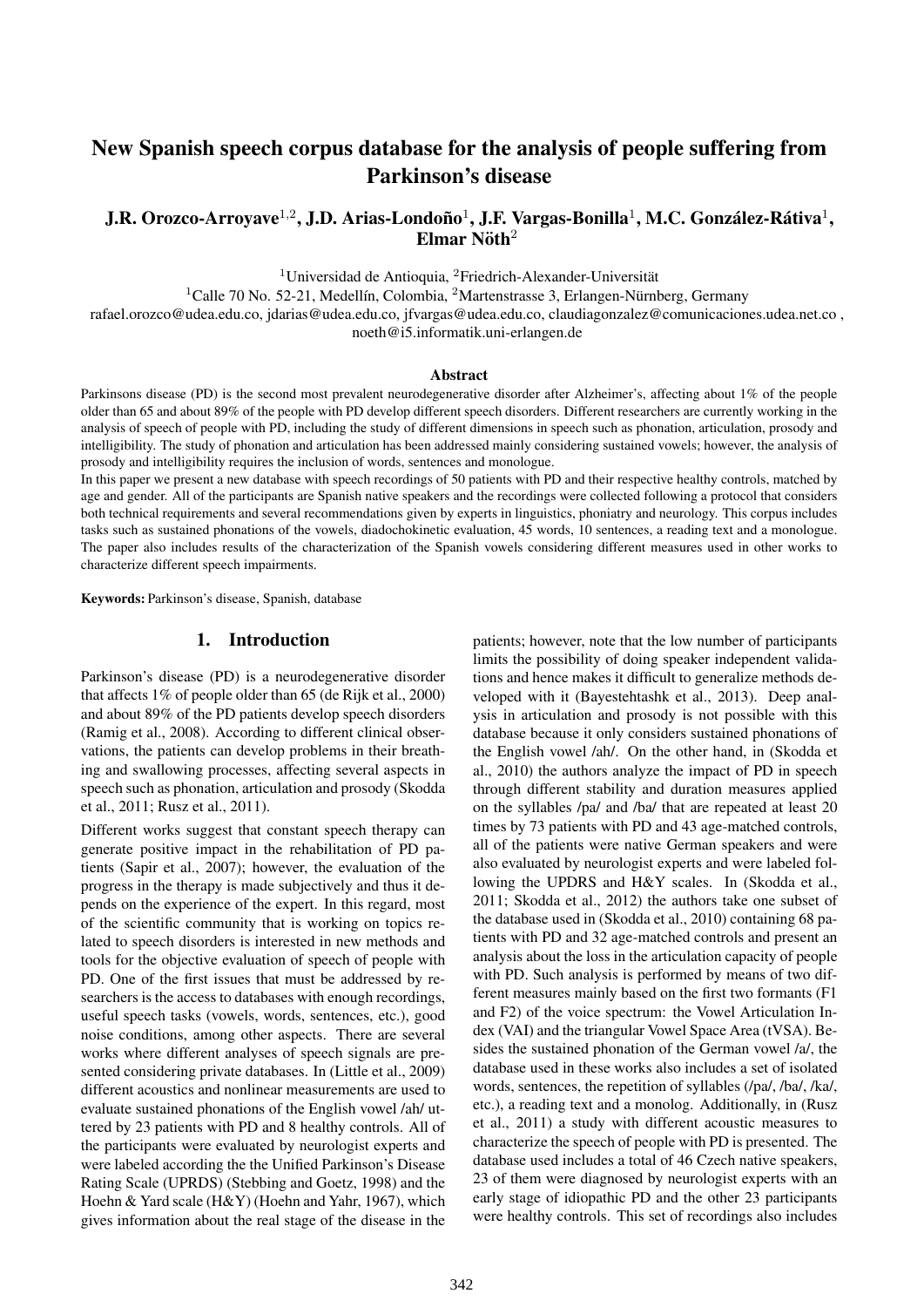# New Spanish speech corpus database for the analysis of people suffering from Parkinson's disease

**J.R. Orozco-Arroyave[1,2], J.D. Arias-Londoño[1], J.F. Vargas-Bonilla[1], M.C. González-Rátiva[1], Elmar Nöth[2]**

[1]Universidad de Antioquia, [2]Friedrich-Alexander-Universität

[1]Calle 70 No. 52-21, Medellín, Colombia, [2]Martenstrasse 3, Erlangen-Nürnberg, Germany

rafael.orozco@udea.edu.co, jdarias@udea.edu.co, jfvargas@udea.edu.co, claudiagonzalez@comunicaciones.udea.net.co , noeth@i5.informatik.uni-erlangen.de

## Abstract

Parkinsons disease (PD) is the second most prevalent neurodegenerative disorder after Alzheimer's, affecting about 1% of the people older than 65 and about 89% of the people with PD develop different speech disorders. Different researchers are currently working in the analysis of speech of people with PD, including the study of different dimensions in speech such as phonation, articulation, prosody and intelligibility. The study of phonation and articulation has been addressed mainly considering sustained vowels; however, the analysis of prosody and intelligibility requires the inclusion of words, sentences and monologue.

In this paper we present a new database with speech recordings of 50 patients with PD and their respective healthy controls, matched by age and gender. All of the participants are Spanish native speakers and the recordings were collected following a protocol that considers both technical requirements and several recommendations given by experts in linguistics, phoniatry and neurology. This corpus includes tasks such as sustained phonations of the vowels, diadochokinetic evaluation, 45 words, 10 sentences, a reading text and a monologue. The paper also includes results of the characterization of the Spanish vowels considering different measures used in other works to characterize different speech impairments.

**Keywords:** Parkinson's disease, Spanish, database

## 1. Introduction

Parkinson's disease (PD) is a neurodegenerative disorder that affects 1% of people older than 65 (de Rijk et al., 2000) and about 89% of the PD patients develop speech disorders (Ramig et al., 2008). According to different clinical observations, the patients can develop problems in their breathing and swallowing processes, affecting several aspects in speech such as phonation, articulation and prosody (Skodda et al., 2011; Rusz et al., 2011).

Different works suggest that constant speech therapy can generate positive impact in the rehabilitation of PD patients (Sapir et al., 2007); however, the evaluation of the progress in the therapy is made subjectively and thus it depends on the experience of the expert. In this regard, most of the scientific community that is working on topics related to speech disorders is interested in new methods and tools for the objective evaluation of speech of people with PD. One of the first issues that must be addressed by researchers is the access to databases with enough recordings, useful speech tasks (vowels, words, sentences, etc.), good noise conditions, among other aspects. There are several works where different analyses of speech signals are presented considering private databases. In (Little et al., 2009) different acoustics and nonlinear measurements are used to evaluate sustained phonations of the English vowel /ah/ uttered by 23 patients with PD and 8 healthy controls. All of the participants were evaluated by neurologist experts and were labeled according the the Unified Parkinson's Disease Rating Scale (UPRDS) (Stebbing and Goetz, 1998) and the Hoehn & Yard scale (H&Y) (Hoehn and Yahr, 1967), which gives information about the real stage of the disease in the patients; however, note that the low number of participants limits the possibility of doing speaker independent validations and hence makes it difficult to generalize methods developed with it (Bayestehtashk et al., 2013). Deep analysis in articulation and prosody is not possible with this database because it only considers sustained phonations of the English vowel /ah/. On the other hand, in (Skodda et al., 2010) the authors analyze the impact of PD in speech through different stability and duration measures applied on the syllables /pa/ and /ba/ that are repeated at least 20 times by 73 patients with PD and 43 age-matched controls, all of the patients were native German speakers and were also evaluated by neurologist experts and were labeled following the UPDRS and H&Y scales. In (Skodda et al., 2011; Skodda et al., 2012) the authors take one subset of the database used in (Skodda et al., 2010) containing 68 patients with PD and 32 age-matched controls and present an analysis about the loss in the articulation capacity of people with PD. Such analysis is performed by means of two different measures mainly based on the first two formants (F1 and F2) of the voice spectrum: the Vowel Articulation Index (VAI) and the triangular Vowel Space Area (tVSA). Besides the sustained phonation of the German vowel /a/, the database used in these works also includes a set of isolated words, sentences, the repetition of syllables (/pa/, /ba/, /ka/, etc.), a reading text and a monolog. Additionally, in (Rusz et al., 2011) a study with different acoustic measures to characterize the speech of people with PD is presented. The database used includes a total of 46 Czech native speakers, 23 of them were diagnosed by neurologist experts with an early stage of idiopathic PD and the other 23 participants were healthy controls. This set of recordings also includes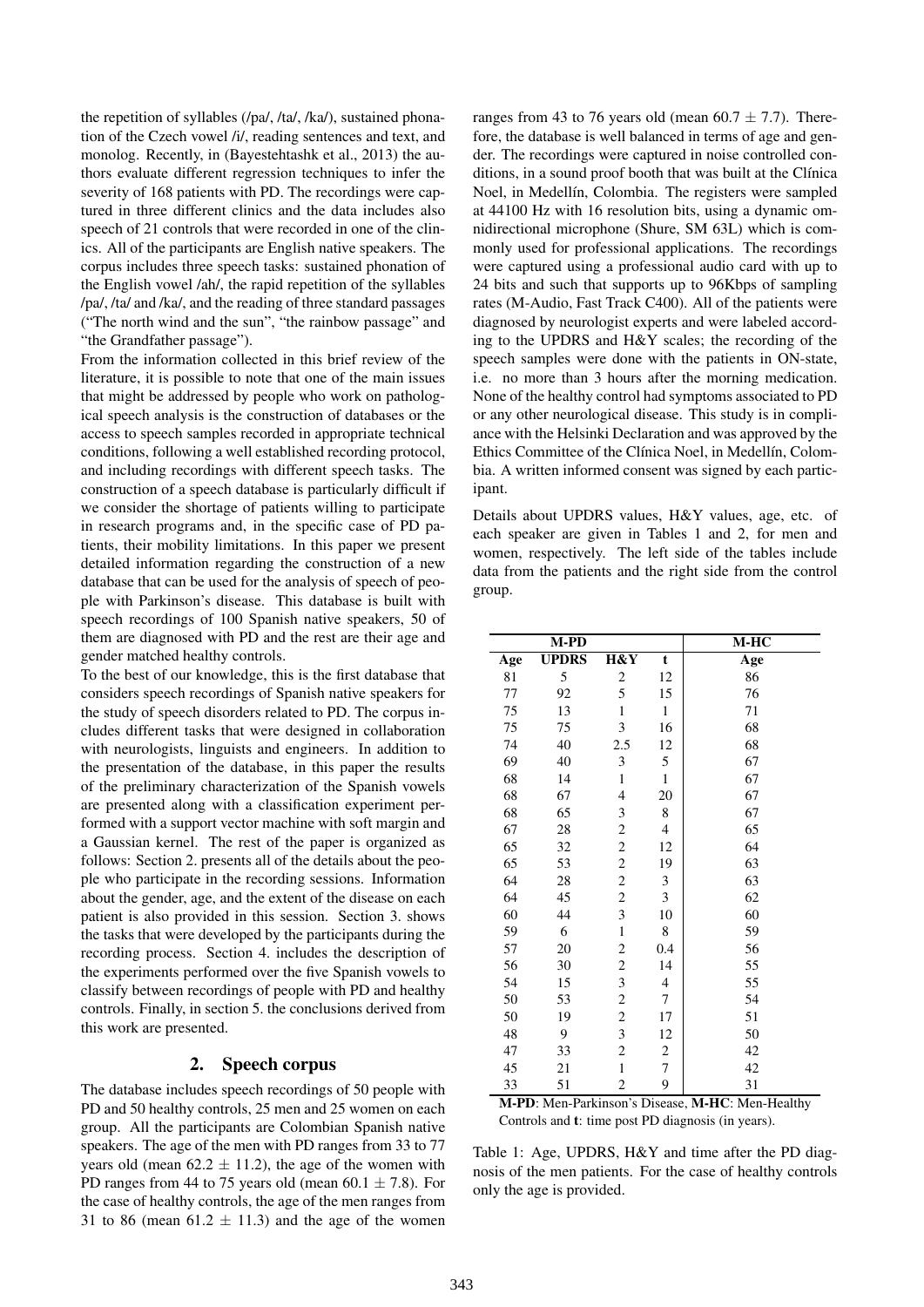the repetition of syllables (/pa/, /ta/, /ka/), sustained phonation of the Czech vowel /i/, reading sentences and text, and monolog. Recently, in (Bayestehtashk et al., 2013) the authors evaluate different regression techniques to infer the severity of 168 patients with PD. The recordings were captured in three different clinics and the data includes also speech of 21 controls that were recorded in one of the clinics. All of the participants are English native speakers. The corpus includes three speech tasks: sustained phonation of the English vowel /ah/, the rapid repetition of the syllables /pa/, /ta/ and /ka/, and the reading of three standard passages ("The north wind and the sun", "the rainbow passage" and "the Grandfather passage").

From the information collected in this brief review of the literature, it is possible to note that one of the main issues that might be addressed by people who work on pathological speech analysis is the construction of databases or the access to speech samples recorded in appropriate technical conditions, following a well established recording protocol, and including recordings with different speech tasks. The construction of a speech database is particularly difficult if we consider the shortage of patients willing to participate in research programs and, in the specific case of PD patients, their mobility limitations. In this paper we present detailed information regarding the construction of a new database that can be used for the analysis of speech of people with Parkinson's disease. This database is built with speech recordings of 100 Spanish native speakers, 50 of them are diagnosed with PD and the rest are their age and gender matched healthy controls.

To the best of our knowledge, this is the first database that considers speech recordings of Spanish native speakers for the study of speech disorders related to PD. The corpus includes different tasks that were designed in collaboration with neurologists, linguists and engineers. In addition to the presentation of the database, in this paper the results of the preliminary characterization of the Spanish vowels are presented along with a classification experiment performed with a support vector machine with soft margin and a Gaussian kernel. The rest of the paper is organized as follows: Section 2. presents all of the details about the people who participate in the recording sessions. Information about the gender, age, and the extent of the disease on each patient is also provided in this session. Section 3. shows the tasks that were developed by the participants during the recording process. Section 4. includes the description of the experiments performed over the five Spanish vowels to classify between recordings of people with PD and healthy controls. Finally, in section 5. the conclusions derived from this work are presented.

## 2. Speech corpus

The database includes speech recordings of 50 people with PD and 50 healthy controls, 25 men and 25 women on each group. All the participants are Colombian Spanish native speakers. The age of the men with PD ranges from 33 to 77 years old (mean $62.2 \pm 11.2$), the age of the women with PD ranges from 44 to 75 years old (mean $60.1 \pm 7.8$). For the case of healthy controls, the age of the men ranges from 31 to 86 (mean $61.2 \pm 11.3$) and the age of the women ranges from 43 to 76 years old (mean $60.7 \pm 7.7$). Therefore, the database is well balanced in terms of age and gender. The recordings were captured in noise controlled conditions, in a sound proof booth that was built at the Clínica Noel, in Medellín, Colombia. The registers were sampled at 44100 Hz with 16 resolution bits, using a dynamic omnidirectional microphone (Shure, SM 63L) which is commonly used for professional applications. The recordings were captured using a professional audio card with up to 24 bits and such that supports up to 96Kbps of sampling rates (M-Audio, Fast Track C400). All of the patients were diagnosed by neurologist experts and were labeled according to the UPDRS and H&Y scales; the recording of the speech samples were done with the patients in ON-state, i.e. no more than 3 hours after the morning medication. None of the healthy control had symptoms associated to PD or any other neurological disease. This study is in compliance with the Helsinki Declaration and was approved by the Ethics Committee of the Clínica Noel, in Medellín, Colombia. A written informed consent was signed by each participant.

Details about UPDRS values, H&Y values, age, etc. of each speaker are given in Tables 1 and 2, for men and women, respectively. The left side of the tables include data from the patients and the right side from the control group.

| **M-PD** | | | | **M-HC** |
|---|---|---|---|---|
| **Age** | **UPDRS** | **H&Y** | **t** | **Age** |
| 81 | 5 | 2 | 12 | 86 |
| 77 | 92 | 5 | 15 | 76 |
| 75 | 13 | 1 | 1 | 71 |
| 75 | 75 | 3 | 16 | 68 |
| 74 | 40 | 2.5 | 12 | 68 |
| 69 | 40 | 3 | 5 | 67 |
| 68 | 14 | 1 | 1 | 67 |
| 68 | 67 | 4 | 20 | 67 |
| 68 | 65 | 3 | 8 | 67 |
| 67 | 28 | 2 | 4 | 65 |
| 65 | 32 | 2 | 12 | 64 |
| 65 | 53 | 2 | 19 | 63 |
| 64 | 28 | 2 | 3 | 63 |
| 64 | 45 | 2 | 3 | 62 |
| 60 | 44 | 3 | 10 | 60 |
| 59 | 6 | 1 | 8 | 59 |
| 57 | 20 | 2 | 0.4 | 56 |
| 56 | 30 | 2 | 14 | 55 |
| 54 | 15 | 3 | 4 | 55 |
| 50 | 53 | 2 | 7 | 54 |
| 50 | 19 | 2 | 17 | 51 |
| 48 | 9 | 3 | 12 | 50 |
| 47 | 33 | 2 | 2 | 42 |
| 45 | 21 | 1 | 7 | 42 |
| 33 | 51 | 2 | 9 | 31 |

**M-PD**: Men-Parkinson's Disease, **M-HC**: Men-Healthy Controls and **t**: time post PD diagnosis (in years).

Table 1: Age, UPDRS, H&Y and time after the PD diagnosis of the men patients. For the case of healthy controls only the age is provided.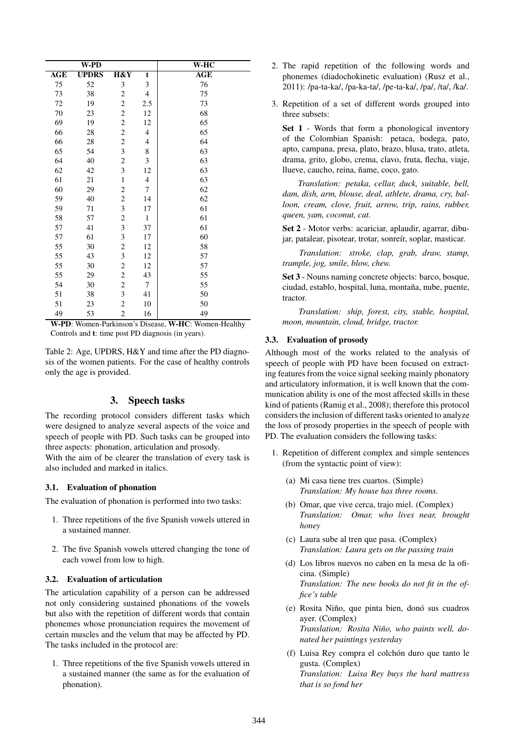| W-PD | | | | W-HC |
|---|---|---|---|---|
| **AGE** | **UPDRS** | **H&Y** | **t** | **AGE** |
| 75 | 52 | 3 | 3 | 76 |
| 73 | 38 | 2 | 4 | 75 |
| 72 | 19 | 2 | 2.5 | 73 |
| 70 | 23 | 2 | 12 | 68 |
| 69 | 19 | 2 | 12 | 65 |
| 66 | 28 | 2 | 4 | 65 |
| 66 | 28 | 2 | 4 | 64 |
| 65 | 54 | 3 | 8 | 63 |
| 64 | 40 | 2 | 3 | 63 |
| 62 | 42 | 3 | 12 | 63 |
| 61 | 21 | 1 | 4 | 63 |
| 60 | 29 | 2 | 7 | 62 |
| 59 | 40 | 2 | 14 | 62 |
| 59 | 71 | 3 | 17 | 61 |
| 58 | 57 | 2 | 1 | 61 |
| 57 | 41 | 3 | 37 | 61 |
| 57 | 61 | 3 | 17 | 60 |
| 55 | 30 | 2 | 12 | 58 |
| 55 | 43 | 3 | 12 | 57 |
| 55 | 30 | 2 | 12 | 57 |
| 55 | 29 | 2 | 43 | 55 |
| 54 | 30 | 2 | 7 | 55 |
| 51 | 38 | 3 | 41 | 50 |
| 51 | 23 | 2 | 10 | 50 |
| 49 | 53 | 2 | 16 | 49 |

**W-PD**: Women-Parkinson's Disease, **W-HC**: Women-Healthy Controls and **t**: time post PD diagnosis (in years).

Table 2: Age, UPDRS, H&Y and time after the PD diagnosis of the women patients. For the case of healthy controls only the age is provided.

## 3. Speech tasks

The recording protocol considers different tasks which were designed to analyze several aspects of the voice and speech of people with PD. Such tasks can be grouped into three aspects: phonation, articulation and prosody.
With the aim of be clearer the translation of every task is also included and marked in italics.

### 3.1. Evaluation of phonation

The evaluation of phonation is performed into two tasks:

1. Three repetitions of the five Spanish vowels uttered in a sustained manner.
2. The five Spanish vowels uttered changing the tone of each vowel from low to high.

### 3.2. Evaluation of articulation

The articulation capability of a person can be addressed not only considering sustained phonations of the vowels but also with the repetition of different words that contain phonemes whose pronunciation requires the movement of certain muscles and the velum that may be affected by PD. The tasks included in the protocol are:

1. Three repetitions of the five Spanish vowels uttered in a sustained manner (the same as for the evaluation of phonation).
2. The rapid repetition of the following words and phonemes (diadochokinetic evaluation) (Rusz et al., 2011): /pa-ta-ka/, /pa-ka-ta/, /pe-ta-ka/, /pa/, /ta/, /ka/.
3. Repetition of a set of different words grouped into three subsets:

   **Set 1** - Words that form a phonological inventory of the Colombian Spanish: petaca, bodega, pato, apto, campana, presa, plato, brazo, blusa, trato, atleta, drama, grito, globo, crema, clavo, fruta, flecha, viaje, llueve, caucho, reina, ñame, coco, gato.

   *Translation: petaka, cellar, duck, suitable, bell, dam, dish, arm, blouse, deal, athlete, drama, cry, balloon, cream, clove, fruit, arrow, trip, rains, rubber, queen, yam, coconut, cat.*

   **Set 2** - Motor verbs: acariciar, aplaudir, agarrar, dibujar, patalear, pisotear, trotar, sonreír, soplar, masticar.

   *Translation: stroke, clap, grab, draw, stamp, trample, jog, smile, blow, chew.*

   **Set 3** - Nouns naming concrete objects: barco, bosque, ciudad, establo, hospital, luna, montaña, nube, puente, tractor.

   *Translation: ship, forest, city, stable, hospital, moon, mountain, cloud, bridge, tractor.*

### 3.3. Evaluation of prosody

Although most of the works related to the analysis of speech of people with PD have been focused on extracting features from the voice signal seeking mainly phonatory and articulatory information, it is well known that the communication ability is one of the most affected skills in these kind of patients (Ramig et al., 2008); therefore this protocol considers the inclusion of different tasks oriented to analyze the loss of prosody properties in the speech of people with PD. The evaluation considers the following tasks:

1. Repetition of different complex and simple sentences (from the syntactic point of view):

   (a) Mi casa tiene tres cuartos. (Simple)
   *Translation: My house has three rooms.*

   (b) Omar, que vive cerca, trajo miel. (Complex)
   *Translation: Omar, who lives near, brought honey*

   (c) Laura sube al tren que pasa. (Complex)
   *Translation: Laura gets on the passing train*

   (d) Los libros nuevos no caben en la mesa de la oficina. (Simple)
   *Translation: The new books do not fit in the office's table*

   (e) Rosita Niño, que pinta bien, donó sus cuadros ayer. (Complex)
   *Translation: Rosita Niño, who paints well, donated her paintings yesterday*

   (f) Luisa Rey compra el colchón duro que tanto le gusta. (Complex)
   *Translation: Luisa Rey buys the hard mattress that is so fond her*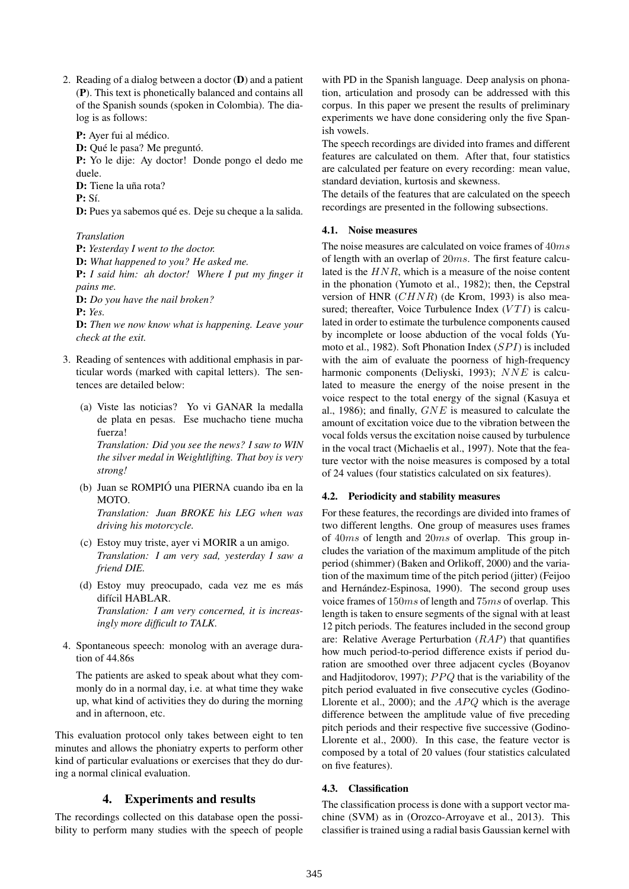2. Reading of a dialog between a doctor (**D**) and a patient (**P**). This text is phonetically balanced and contains all of the Spanish sounds (spoken in Colombia). The dialog is as follows:

   **P:** Ayer fui al médico.
   **D:** Qué le pasa? Me preguntó.
   **P:** Yo le dije: Ay doctor! Donde pongo el dedo me duele.
   **D:** Tiene la uña rota?
   **P:** Sí.
   **D:** Pues ya sabemos qué es. Deje su cheque a la salida.

   *Translation*
   **P:** *Yesterday I went to the doctor.*
   **D:** *What happened to you? He asked me.*
   **P:** *I said him: ah doctor! Where I put my finger it pains me.*
   **D:** *Do you have the nail broken?*
   **P:** *Yes.*
   **D:** *Then we now know what is happening. Leave your check at the exit.*

3. Reading of sentences with additional emphasis in particular words (marked with capital letters). The sentences are detailed below:

   (a) Viste las noticias? Yo vi GANAR la medalla de plata en pesas. Ese muchacho tiene mucha fuerza!
   *Translation: Did you see the news? I saw to WIN the silver medal in Weightlifting. That boy is very strong!*

   (b) Juan se ROMPIÓ una PIERNA cuando iba en la MOTO.
   *Translation: Juan BROKE his LEG when was driving his motorcycle.*

   (c) Estoy muy triste, ayer vi MORIR a un amigo.
   *Translation: I am very sad, yesterday I saw a friend DIE.*

   (d) Estoy muy preocupado, cada vez me es más difícil HABLAR.
   *Translation: I am very concerned, it is increasingly more difficult to TALK.*

4. Spontaneous speech: monolog with an average duration of 44.86s

   The patients are asked to speak about what they commonly do in a normal day, i.e. at what time they wake up, what kind of activities they do during the morning and in afternoon, etc.

This evaluation protocol only takes between eight to ten minutes and allows the phoniatry experts to perform other kind of particular evaluations or exercises that they do during a normal clinical evaluation.

## 4. Experiments and results

The recordings collected on this database open the possibility to perform many studies with the speech of people with PD in the Spanish language. Deep analysis on phonation, articulation and prosody can be addressed with this corpus. In this paper we present the results of preliminary experiments we have done considering only the five Spanish vowels.

The speech recordings are divided into frames and different features are calculated on them. After that, four statistics are calculated per feature on every recording: mean value, standard deviation, kurtosis and skewness.

The details of the features that are calculated on the speech recordings are presented in the following subsections.

### 4.1. Noise measures

The noise measures are calculated on voice frames of $40ms$ of length with an overlap of $20ms$. The first feature calculated is the $HNR$, which is a measure of the noise content in the phonation (Yumoto et al., 1982); then, the Cepstral version of HNR ($CHNR$) (de Krom, 1993) is also measured; thereafter, Voice Turbulence Index ($VTI$) is calculated in order to estimate the turbulence components caused by incomplete or loose abduction of the vocal folds (Yumoto et al., 1982). Soft Phonation Index ($SPI$) is included with the aim of evaluate the poorness of high-frequency harmonic components (Deliyski, 1993); $NNE$ is calculated to measure the energy of the noise present in the voice respect to the total energy of the signal (Kasuya et al., 1986); and finally, $GNE$ is measured to calculate the amount of excitation voice due to the vibration between the vocal folds versus the excitation noise caused by turbulence in the vocal tract (Michaelis et al., 1997). Note that the feature vector with the noise measures is composed by a total of 24 values (four statistics calculated on six features).

### 4.2. Periodicity and stability measures

For these features, the recordings are divided into frames of two different lengths. One group of measures uses frames of $40ms$ of length and $20ms$ of overlap. This group includes the variation of the maximum amplitude of the pitch period (shimmer) (Baken and Orlikoff, 2000) and the variation of the maximum time of the pitch period (jitter) (Feijoo and Hernández-Espinosa, 1990). The second group uses voice frames of $150ms$ of length and $75ms$ of overlap. This length is taken to ensure segments of the signal with at least 12 pitch periods. The features included in the second group are: Relative Average Perturbation ($RAP$) that quantifies how much period-to-period difference exists if period duration are smoothed over three adjacent cycles (Boyanov and Hadjitodorov, 1997); $PPQ$ that is the variability of the pitch period evaluated in five consecutive cycles (Godino-Llorente et al., 2000); and the $APQ$ which is the average difference between the amplitude value of five preceding pitch periods and their respective five successive (Godino-Llorente et al., 2000). In this case, the feature vector is composed by a total of 20 values (four statistics calculated on five features).

### 4.3. Classification

The classification process is done with a support vector machine (SVM) as in (Orozco-Arroyave et al., 2013). This classifier is trained using a radial basis Gaussian kernel with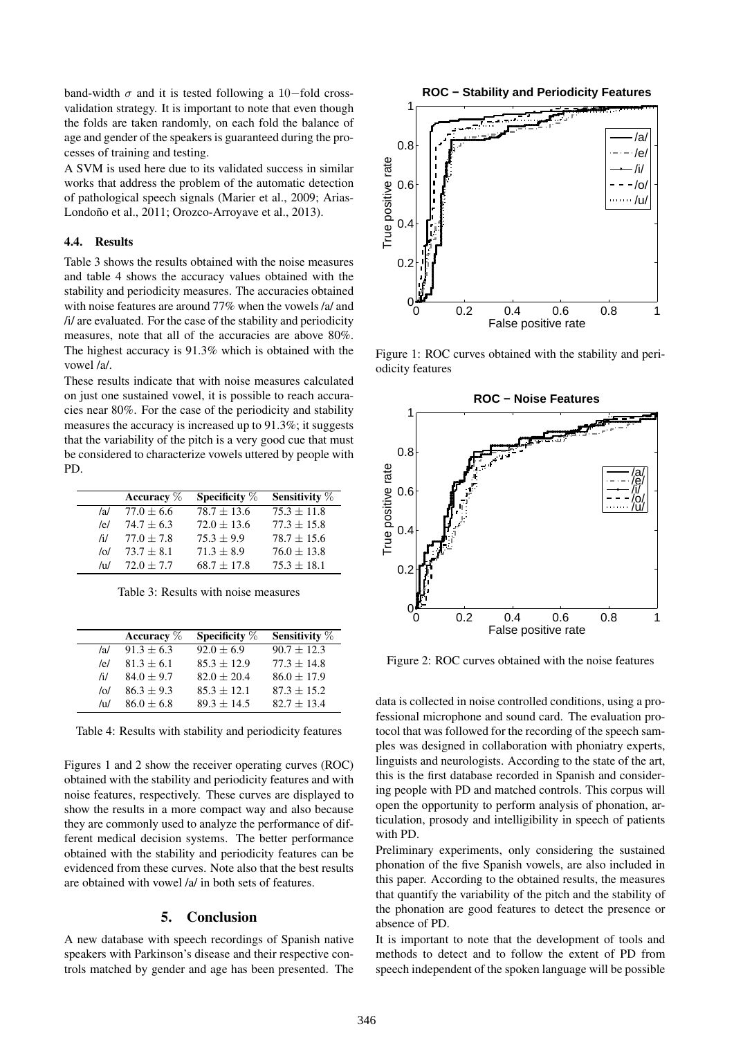band-width $\sigma$ and it is tested following a $10-$fold cross-validation strategy. It is important to note that even though the folds are taken randomly, on each fold the balance of age and gender of the speakers is guaranteed during the processes of training and testing.

A SVM is used here due to its validated success in similar works that address the problem of the automatic detection of pathological speech signals (Marier et al., 2009; Arias-Londoño et al., 2011; Orozco-Arroyave et al., 2013).

### 4.4. Results

Table 3 shows the results obtained with the noise measures and table 4 shows the accuracy values obtained with the stability and periodicity measures. The accuracies obtained with noise features are around 77% when the vowels /a/ and /i/ are evaluated. For the case of the stability and periodicity measures, note that all of the accuracies are above 80%. The highest accuracy is 91.3% which is obtained with the vowel /a/.

These results indicate that with noise measures calculated on just one sustained vowel, it is possible to reach accuracies near 80%. For the case of the periodicity and stability measures the accuracy is increased up to 91.3%; it suggests that the variability of the pitch is a very good cue that must be considered to characterize vowels uttered by people with PD.

| | **Accuracy** % | **Specificity** % | **Sensitivity** % |
|---|---|---|---|
| /a/ | $77.0 \pm 6.6$ | $78.7 \pm 13.6$ | $75.3 \pm 11.8$ |
| /e/ | $74.7 \pm 6.3$ | $72.0 \pm 13.6$ | $77.3 \pm 15.8$ |
| /i/ | $77.0 \pm 7.8$ | $75.3 \pm 9.9$ | $78.7 \pm 15.6$ |
| /o/ | $73.7 \pm 8.1$ | $71.3 \pm 8.9$ | $76.0 \pm 13.8$ |
| /u/ | $72.0 \pm 7.7$ | $68.7 \pm 17.8$ | $75.3 \pm 18.1$ |

Table 3: Results with noise measures

| | **Accuracy** % | **Specificity** % | **Sensitivity** % |
|---|---|---|---|
| /a/ | $91.3 \pm 6.3$ | $92.0 \pm 6.9$ | $90.7 \pm 12.3$ |
| /e/ | $81.3 \pm 6.1$ | $85.3 \pm 12.9$ | $77.3 \pm 14.8$ |
| /i/ | $84.0 \pm 9.7$ | $82.0 \pm 20.4$ | $86.0 \pm 17.9$ |
| /o/ | $86.3 \pm 9.3$ | $85.3 \pm 12.1$ | $87.3 \pm 15.2$ |
| /u/ | $86.0 \pm 6.8$ | $89.3 \pm 14.5$ | $82.7 \pm 13.4$ |

Table 4: Results with stability and periodicity features

Figures 1 and 2 show the receiver operating curves (ROC) obtained with the stability and periodicity features and with noise features, respectively. These curves are displayed to show the results in a more compact way and also because they are commonly used to analyze the performance of different medical decision systems. The better performance obtained with the stability and periodicity features can be evidenced from these curves. Note also that the best results are obtained with vowel /a/ in both sets of features.

Figure 1: ROC curves obtained with the stability and periodicity features

Figure 2: ROC curves obtained with the noise features

## 5. Conclusion

A new database with speech recordings of Spanish native speakers with Parkinson's disease and their respective controls matched by gender and age has been presented. The data is collected in noise controlled conditions, using a professional microphone and sound card. The evaluation protocol that was followed for the recording of the speech samples was designed in collaboration with phoniatry experts, linguists and neurologists. According to the state of the art, this is the first database recorded in Spanish and considering people with PD and matched controls. This corpus will open the opportunity to perform analysis of phonation, articulation, prosody and intelligibility in speech of patients with PD.

Preliminary experiments, only considering the sustained phonation of the five Spanish vowels, are also included in this paper. According to the obtained results, the measures that quantify the variability of the pitch and the stability of the phonation are good features to detect the presence or absence of PD.

It is important to note that the development of tools and methods to detect and to follow the extent of PD from speech independent of the spoken language will be possible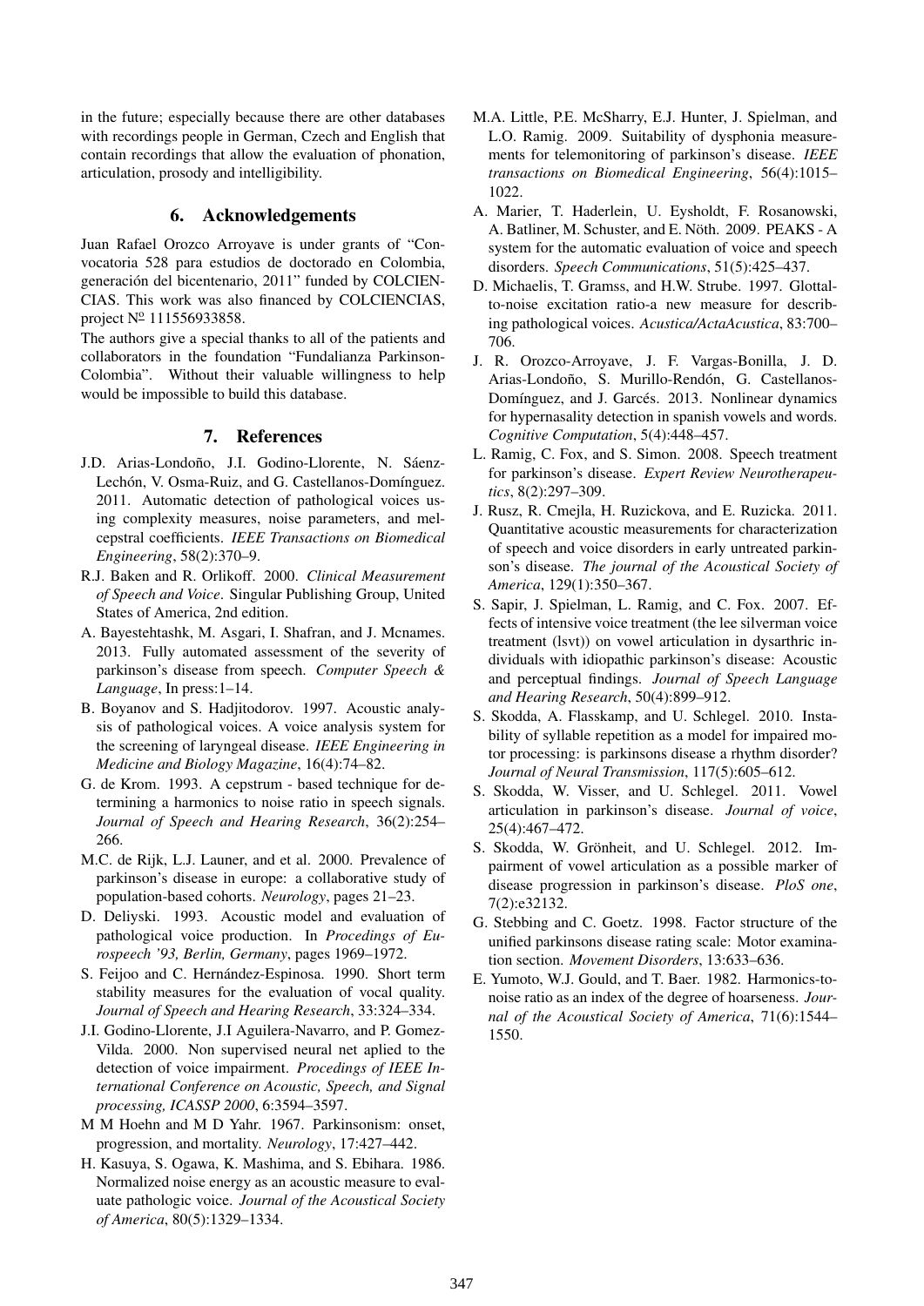in the future; especially because there are other databases with recordings people in German, Czech and English that contain recordings that allow the evaluation of phonation, articulation, prosody and intelligibility.

## 6. Acknowledgements

Juan Rafael Orozco Arroyave is under grants of "Convocatoria 528 para estudios de doctorado en Colombia, generación del bicentenario, 2011" funded by COLCIENCIAS. This work was also financed by COLCIENCIAS, project Nº 111556933858.

The authors give a special thanks to all of the patients and collaborators in the foundation "Fundalianza Parkinson-Colombia". Without their valuable willingness to help would be impossible to build this database.

## 7. References

J.D. Arias-Londoño, J.I. Godino-Llorente, N. Sáenz-Lechón, V. Osma-Ruiz, and G. Castellanos-Domínguez. 2011. Automatic detection of pathological voices using complexity measures, noise parameters, and mel-cepstral coefficients. *IEEE Transactions on Biomedical Engineering*, 58(2):370–9.

R.J. Baken and R. Orlikoff. 2000. *Clinical Measurement of Speech and Voice*. Singular Publishing Group, United States of America, 2nd edition.

A. Bayestehtashk, M. Asgari, I. Shafran, and J. Mcnames. 2013. Fully automated assessment of the severity of parkinson's disease from speech. *Computer Speech & Language*, In press:1–14.

B. Boyanov and S. Hadjitodorov. 1997. Acoustic analysis of pathological voices. A voice analysis system for the screening of laryngeal disease. *IEEE Engineering in Medicine and Biology Magazine*, 16(4):74–82.

G. de Krom. 1993. A cepstrum - based technique for determining a harmonics to noise ratio in speech signals. *Journal of Speech and Hearing Research*, 36(2):254–266.

M.C. de Rijk, L.J. Launer, and et al. 2000. Prevalence of parkinson's disease in europe: a collaborative study of population-based cohorts. *Neurology*, pages 21–23.

D. Deliyski. 1993. Acoustic model and evaluation of pathological voice production. In *Procedings of Eurospeech '93, Berlin, Germany*, pages 1969–1972.

S. Feijoo and C. Hernández-Espinosa. 1990. Short term stability measures for the evaluation of vocal quality. *Journal of Speech and Hearing Research*, 33:324–334.

J.I. Godino-Llorente, J.I Aguilera-Navarro, and P. Gomez-Vilda. 2000. Non supervised neural net aplied to the detection of voice impairment. *Procedings of IEEE International Conference on Acoustic, Speech, and Signal processing, ICASSP 2000*, 6:3594–3597.

M M Hoehn and M D Yahr. 1967. Parkinsonism: onset, progression, and mortality. *Neurology*, 17:427–442.

H. Kasuya, S. Ogawa, K. Mashima, and S. Ebihara. 1986. Normalized noise energy as an acoustic measure to evaluate pathologic voice. *Journal of the Acoustical Society of America*, 80(5):1329–1334.

M.A. Little, P.E. McSharry, E.J. Hunter, J. Spielman, and L.O. Ramig. 2009. Suitability of dysphonia measurements for telemonitoring of parkinson's disease. *IEEE transactions on Biomedical Engineering*, 56(4):1015–1022.

A. Marier, T. Haderlein, U. Eysholdt, F. Rosanowski, A. Batliner, M. Schuster, and E. Nöth. 2009. PEAKS - A system for the automatic evaluation of voice and speech disorders. *Speech Communications*, 51(5):425–437.

D. Michaelis, T. Gramss, and H.W. Strube. 1997. Glottal-to-noise excitation ratio-a new measure for describing pathological voices. *Acustica/ActaAcustica*, 83:700–706.

J. R. Orozco-Arroyave, J. F. Vargas-Bonilla, J. D. Arias-Londoño, S. Murillo-Rendón, G. Castellanos-Domínguez, and J. Garcés. 2013. Nonlinear dynamics for hypernasality detection in spanish vowels and words. *Cognitive Computation*, 5(4):448–457.

L. Ramig, C. Fox, and S. Simon. 2008. Speech treatment for parkinson's disease. *Expert Review Neurotherapeutics*, 8(2):297–309.

J. Rusz, R. Cmejla, H. Ruzickova, and E. Ruzicka. 2011. Quantitative acoustic measurements for characterization of speech and voice disorders in early untreated parkinson's disease. *The journal of the Acoustical Society of America*, 129(1):350–367.

S. Sapir, J. Spielman, L. Ramig, and C. Fox. 2007. Effects of intensive voice treatment (the lee silverman voice treatment (lsvt)) on vowel articulation in dysarthric individuals with idiopathic parkinson's disease: Acoustic and perceptual findings. *Journal of Speech Language and Hearing Research*, 50(4):899–912.

S. Skodda, A. Flasskamp, and U. Schlegel. 2010. Instability of syllable repetition as a model for impaired motor processing: is parkinsons disease a rhythm disorder? *Journal of Neural Transmission*, 117(5):605–612.

S. Skodda, W. Visser, and U. Schlegel. 2011. Vowel articulation in parkinson's disease. *Journal of voice*, 25(4):467–472.

S. Skodda, W. Grönheit, and U. Schlegel. 2012. Impairment of vowel articulation as a possible marker of disease progression in parkinson's disease. *PloS one*, 7(2):e32132.

G. Stebbing and C. Goetz. 1998. Factor structure of the unified parkinsons disease rating scale: Motor examination section. *Movement Disorders*, 13:633–636.

E. Yumoto, W.J. Gould, and T. Baer. 1982. Harmonics-to-noise ratio as an index of the degree of hoarseness. *Journal of the Acoustical Society of America*, 71(6):1544–1550.